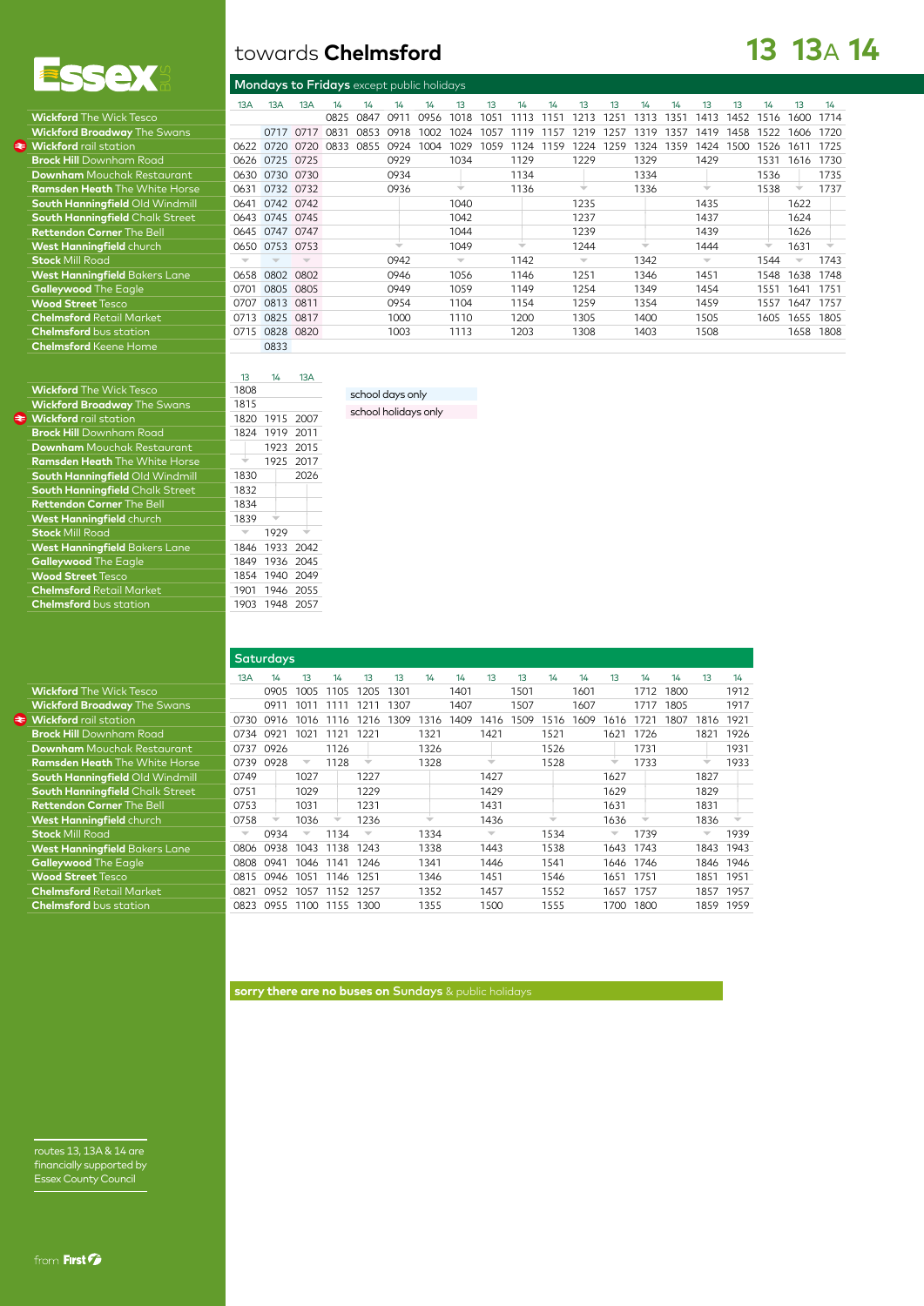# towards **Chelmsford** — 13 13A 14

Essex BUS

## Mondays to Fridays except public holidays

| | 13A | 13A | 13A | 14 | 14 | 14 | 14 | 13 | 13 | 14 | 14 | 13 | 13 | 14 | 14 | 13 | 13 | 14 | 13 | 14 |
|---|---|---|---|---|---|---|---|---|---|---|---|---|---|---|---|---|---|---|---|---|
| **Wickford** The Wick Tesco | | | | 0825 | 0847 | 0911 | 0956 | 1018 | 1051 | 1113 | 1151 | 1213 | 1251 | 1313 | 1351 | 1413 | 1452 | 1516 | 1600 | 1714 |
| **Wickford Broadway** The Swans | | 0717 | 0717 | 0831 | 0853 | 0918 | 1002 | 1024 | 1057 | 1119 | 1157 | 1219 | 1257 | 1319 | 1357 | 1419 | 1458 | 1522 | 1606 | 1720 |
| **Wickford** rail station | 0622 | 0720 | 0720 | 0833 | 0855 | 0924 | 1004 | 1029 | 1059 | 1124 | 1159 | 1224 | 1259 | 1324 | 1359 | 1424 | 1500 | 1526 | 1611 | 1725 |
| **Brock Hill** Downham Road | 0626 | 0725 | 0725 | | | 0929 | | 1034 | | 1129 | | 1229 | | 1329 | | 1429 | | 1531 | 1616 | 1730 |
| **Downham** Mouchak Restaurant | 0630 | 0730 | 0730 | | | 0934 | | | | 1134 | | | | 1334 | | | | 1536 | | 1735 |
| **Ramsden Heath** The White Horse | 0631 | 0732 | 0732 | | | 0936 | | ↓ | | 1136 | | ↓ | | 1336 | | ↓ | | 1538 | ↓ | 1737 |
| **South Hanningfield** Old Windmill | 0641 | 0742 | 0742 | | | | | 1040 | | | | 1235 | | | | 1435 | | | 1622 | |
| **South Hanningfield** Chalk Street | 0643 | 0745 | 0745 | | | | | 1042 | | | | 1237 | | | | 1437 | | | 1624 | |
| **Rettendon Corner** The Bell | 0645 | 0747 | 0747 | | | | | 1044 | | | | 1239 | | | | 1439 | | | 1626 | |
| **West Hanningfield** church | 0650 | 0753 | 0753 | | | ↓ | | 1049 | | ↓ | | 1244 | | ↓ | | 1444 | | ↓ | 1631 | ↓ |
| **Stock** Mill Road | ↓ | ↓ | ↓ | | | 0942 | | ↓ | | 1142 | | ↓ | | 1342 | | ↓ | | 1544 | ↓ | 1743 |
| **West Hanningfield** Bakers Lane | 0658 | 0802 | 0802 | | | 0946 | | 1056 | | 1146 | | 1251 | | 1346 | | 1451 | | 1548 | 1638 | 1748 |
| **Galleywood** The Eagle | 0701 | 0805 | 0805 | | | 0949 | | 1059 | | 1149 | | 1254 | | 1349 | | 1454 | | 1551 | 1641 | 1751 |
| **Wood Street** Tesco | 0707 | 0813 | 0811 | | | 0954 | | 1104 | | 1154 | | 1259 | | 1354 | | 1459 | | 1557 | 1647 | 1757 |
| **Chelmsford** Retail Market | 0713 | 0825 | 0817 | | | 1000 | | 1110 | | 1200 | | 1305 | | 1400 | | 1505 | | 1605 | 1655 | 1805 |
| **Chelmsford** bus station | 0715 | 0828 | 0820 | | | 1003 | | 1113 | | 1203 | | 1308 | | 1403 | | 1508 | | | 1658 | 1808 |
| **Chelmsford** Keene Home | | 0833 | | | | | | | | | | | | | | | | | | |

| | 13 | 14 | 13A |
|---|---|---|---|
| **Wickford** The Wick Tesco | 1808 | | |
| **Wickford Broadway** The Swans | 1815 | | |
| **Wickford** rail station | 1820 | 1915 | 2007 |
| **Brock Hill** Downham Road | 1824 | 1919 | 2011 |
| **Downham** Mouchak Restaurant | | 1923 | 2015 |
| **Ramsden Heath** The White Horse | ↓ | 1925 | 2017 |
| **South Hanningfield** Old Windmill | 1830 | | 2026 |
| **South Hanningfield** Chalk Street | 1832 | | |
| **Rettendon Corner** The Bell | 1834 | | |
| **West Hanningfield** church | 1839 | ↓ | |
| **Stock** Mill Road | ↓ | 1929 | ↓ |
| **West Hanningfield** Bakers Lane | 1846 | 1933 | 2042 |
| **Galleywood** The Eagle | 1849 | 1936 | 2045 |
| **Wood Street** Tesco | 1854 | 1940 | 2049 |
| **Chelmsford** Retail Market | 1901 | 1946 | 2055 |
| **Chelmsford** bus station | 1903 | 1948 | 2057 |

school days only

school holidays only

## Saturdays

| | 13A | 14 | 13 | 14 | 13 | 13 | 14 | 14 | 13 | 13 | 14 | 14 | 13 | 14 | 14 | 13 | 14 |
|---|---|---|---|---|---|---|---|---|---|---|---|---|---|---|---|---|---|
| **Wickford** The Wick Tesco | | 0905 | 1005 | 1105 | 1205 | 1301 | | 1401 | | 1501 | | 1601 | | 1712 | 1800 | | 1912 |
| **Wickford Broadway** The Swans | | 0911 | 1011 | 1111 | 1211 | 1307 | | 1407 | | 1507 | | 1607 | | 1717 | 1805 | | 1917 |
| **Wickford** rail station | 0730 | 0916 | 1016 | 1116 | 1216 | 1309 | 1316 | 1409 | 1416 | 1509 | 1516 | 1609 | 1616 | 1721 | 1807 | 1816 | 1921 |
| **Brock Hill** Downham Road | 0734 | 0921 | 1021 | 1121 | 1221 | | 1321 | | 1421 | | 1521 | | 1621 | 1726 | | 1821 | 1926 |
| **Downham** Mouchak Restaurant | 0737 | 0926 | | 1126 | | | 1326 | | | | 1526 | | | 1731 | | | 1931 |
| **Ramsden Heath** The White Horse | 0739 | 0928 | ↓ | 1128 | ↓ | | 1328 | | ↓ | | 1528 | | ↓ | 1733 | | ↓ | 1933 |
| **South Hanningfield** Old Windmill | 0749 | | 1027 | | 1227 | | | | 1427 | | | | 1627 | | | 1827 | |
| **South Hanningfield** Chalk Street | 0751 | | 1029 | | 1229 | | | | 1429 | | | | 1629 | | | 1829 | |
| **Rettendon Corner** The Bell | 0753 | | 1031 | | 1231 | | | | 1431 | | | | 1631 | | | 1831 | |
| **West Hanningfield** church | 0758 | ↓ | 1036 | ↓ | 1236 | | ↓ | | 1436 | | ↓ | | 1636 | ↓ | | 1836 | ↓ |
| **Stock** Mill Road | ↓ | 0934 | ↓ | 1134 | ↓ | | 1334 | | ↓ | | 1534 | | ↓ | 1739 | | ↓ | 1939 |
| **West Hanningfield** Bakers Lane | 0806 | 0938 | 1043 | 1138 | 1243 | | 1338 | | 1443 | | 1538 | | 1643 | 1743 | | 1843 | 1943 |
| **Galleywood** The Eagle | 0808 | 0941 | 1046 | 1141 | 1246 | | 1341 | | 1446 | | 1541 | | 1646 | 1746 | | 1846 | 1946 |
| **Wood Street** Tesco | 0815 | 0946 | 1051 | 1146 | 1251 | | 1346 | | 1451 | | 1546 | | 1651 | 1751 | | 1851 | 1951 |
| **Chelmsford** Retail Market | 0821 | 0952 | 1057 | 1152 | 1257 | | 1352 | | 1457 | | 1552 | | 1657 | 1757 | | 1857 | 1957 |
| **Chelmsford** bus station | 0823 | 0955 | 1100 | 1155 | 1300 | | 1355 | | 1500 | | 1555 | | 1700 | 1800 | | 1859 | 1959 |

**sorry there are no buses on Sundays** & public holidays

routes 13, 13A & 14 are financially supported by Essex County Council

from **First**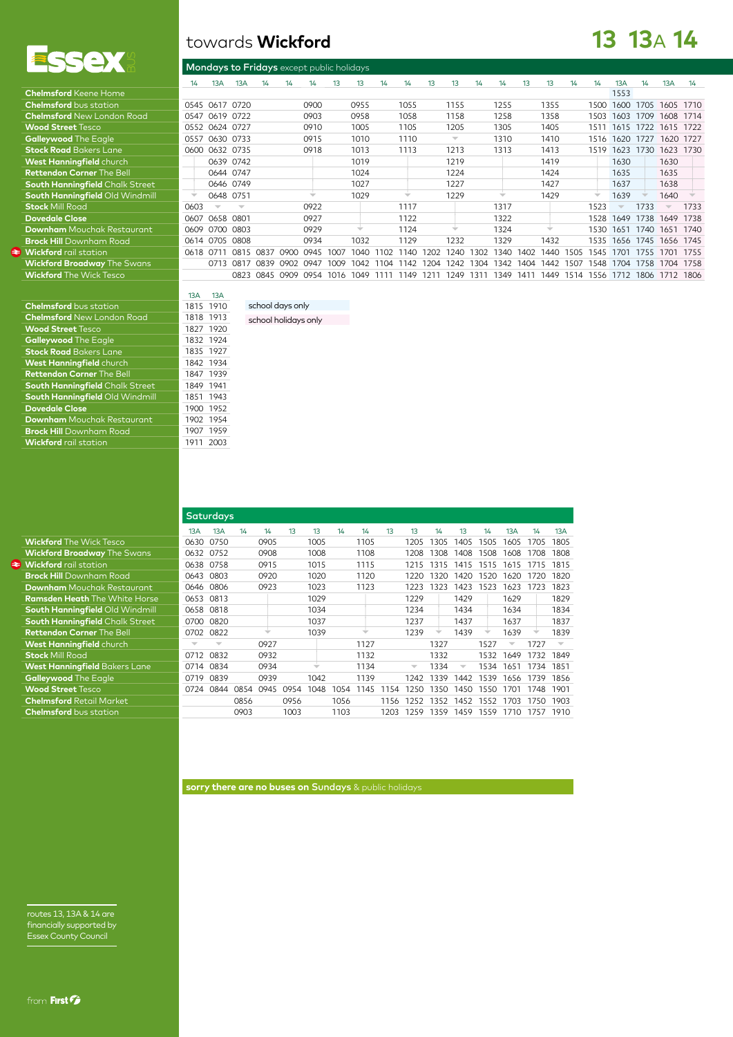# towards **Wickford**

**13 13A 14**

## Mondays to Fridays except public holidays

| | 14 | 13A | 13A | 14 | 14 | 14 | 13 | 13 | 14 | 14 | 13 | 13 | 14 | 14 | 13 | 13 | 14 | 14 | 13A | 14 | 13A | 14 |
|---|---|---|---|---|---|---|---|---|---|---|---|---|---|---|---|---|---|---|---|---|---|---|
| **Chelmsford** Keene Home | | | | | | | | | | | | | | | | | | | 1553 | | | |
| **Chelmsford** bus station | 0545 | 0617 | 0720 | | | 0900 | | 0955 | | 1055 | | 1155 | | 1255 | | 1355 | | 1500 | 1600 | 1705 | 1605 | 1710 |
| **Chelmsford** New London Road | 0547 | 0619 | 0722 | | | 0903 | | 0958 | | 1058 | | 1158 | | 1258 | | 1358 | | 1503 | 1603 | 1709 | 1608 | 1714 |
| **Wood Street** Tesco | 0552 | 0624 | 0727 | | | 0910 | | 1005 | | 1105 | | 1205 | | 1305 | | 1405 | | 1511 | 1615 | 1722 | 1615 | 1722 |
| **Galleywood** The Eagle | 0557 | 0630 | 0733 | | | 0915 | | 1010 | | 1110 | | ↓ | | 1310 | | 1410 | | 1516 | 1620 | 1727 | 1620 | 1727 |
| **Stock Road** Bakers Lane | 0600 | 0632 | 0735 | | | 0918 | | 1013 | | 1113 | | 1213 | | 1313 | | 1413 | | 1519 | 1623 | 1730 | 1623 | 1730 |
| **West Hanningfield** church | | 0639 | 0742 | | | | | 1019 | | | | 1219 | | | | 1419 | | | 1630 | | 1630 | |
| **Rettendon Corner** The Bell | | 0644 | 0747 | | | | | 1024 | | | | 1224 | | | | 1424 | | | 1635 | | 1635 | |
| **South Hanningfield** Chalk Street | | 0646 | 0749 | | | | | 1027 | | | | 1227 | | | | 1427 | | | 1637 | | 1638 | |
| **South Hanningfield** Old Windmill | ↓ | 0648 | 0751 | | | ↓ | | 1029 | | ↓ | | 1229 | | ↓ | | 1429 | | ↓ | 1639 | ↓ | 1640 | ↓ |
| **Stock** Mill Road | 0603 | ↓ | ↓ | | | 0922 | | | | 1117 | | | | 1317 | | | | 1523 | ↓ | 1733 | ↓ | 1733 |
| **Dovedale Close** | 0607 | 0658 | 0801 | | | 0927 | | | | 1122 | | | | 1322 | | | | 1528 | 1649 | 1738 | 1649 | 1738 |
| **Downham** Mouchak Restaurant | 0609 | 0700 | 0803 | | | 0929 | | ↓ | | 1124 | | ↓ | | 1324 | | ↓ | | 1530 | 1651 | 1740 | 1651 | 1740 |
| **Brock Hill** Downham Road | 0614 | 0705 | 0808 | | | 0934 | | 1032 | | 1129 | | 1232 | | 1329 | | 1432 | | 1535 | 1656 | 1745 | 1656 | 1745 |
| **Wickford** rail station | 0618 | 0711 | 0815 | 0837 | 0900 | 0945 | 1007 | 1040 | 1102 | 1140 | 1202 | 1240 | 1302 | 1340 | 1402 | 1440 | 1505 | 1545 | 1701 | 1755 | 1701 | 1755 |
| **Wickford Broadway** The Swans | | 0713 | 0817 | 0839 | 0902 | 0947 | 1009 | 1042 | 1104 | 1142 | 1204 | 1242 | 1304 | 1342 | 1404 | 1442 | 1507 | 1548 | 1704 | 1758 | 1704 | 1758 |
| **Wickford** The Wick Tesco | | | 0823 | 0845 | 0909 | 0954 | 1016 | 1049 | 1111 | 1149 | 1211 | 1249 | 1311 | 1349 | 1411 | 1449 | 1514 | 1556 | 1712 | 1806 | 1712 | 1806 |

| | 13A | 13A |
|---|---|---|
| **Chelmsford** bus station | 1815 | 1910 |
| **Chelmsford** New London Road | 1818 | 1913 |
| **Wood Street** Tesco | 1827 | 1920 |
| **Galleywood** The Eagle | 1832 | 1924 |
| **Stock Road** Bakers Lane | 1835 | 1927 |
| **West Hanningfield** church | 1842 | 1934 |
| **Rettendon Corner** The Bell | 1847 | 1939 |
| **South Hanningfield** Chalk Street | 1849 | 1941 |
| **South Hanningfield** Old Windmill | 1851 | 1943 |
| **Dovedale Close** | 1900 | 1952 |
| **Downham** Mouchak Restaurant | 1902 | 1954 |
| **Brock Hill** Downham Road | 1907 | 1959 |
| **Wickford** rail station | 1911 | 2003 |

school days only

school holidays only

## Saturdays

| | 13A | 13A | 14 | 14 | 13 | 13 | 14 | 14 | 13 | 13 | 14 | 13 | 14 | 13A | 14 | 13A |
|---|---|---|---|---|---|---|---|---|---|---|---|---|---|---|---|---|
| **Wickford** The Wick Tesco | 0630 | 0750 | | 0905 | | 1005 | | 1105 | | 1205 | 1305 | 1405 | 1505 | 1605 | 1705 | 1805 |
| **Wickford Broadway** The Swans | 0632 | 0752 | | 0908 | | 1008 | | 1108 | | 1208 | 1308 | 1408 | 1508 | 1608 | 1708 | 1808 |
| **Wickford** rail station | 0638 | 0758 | | 0915 | | 1015 | | 1115 | | 1215 | 1315 | 1415 | 1515 | 1615 | 1715 | 1815 |
| **Brock Hill** Downham Road | 0643 | 0803 | | 0920 | | 1020 | | 1120 | | 1220 | 1320 | 1420 | 1520 | 1620 | 1720 | 1820 |
| **Downham** Mouchak Restaurant | 0646 | 0806 | | 0923 | | 1023 | | 1123 | | 1223 | 1323 | 1423 | 1523 | 1623 | 1723 | 1823 |
| **Ramsden Heath** The White Horse | 0653 | 0813 | | | | 1029 | | | | 1229 | | 1429 | | 1629 | | 1829 |
| **South Hanningfield** Old Windmill | 0658 | 0818 | | | | 1034 | | | | 1234 | | 1434 | | 1634 | | 1834 |
| **South Hanningfield** Chalk Street | 0700 | 0820 | | | | 1037 | | | | 1237 | | 1437 | | 1637 | | 1837 |
| **Rettendon Corner** The Bell | 0702 | 0822 | | ↓ | | 1039 | | ↓ | | 1239 | ↓ | 1439 | ↓ | 1639 | ↓ | 1839 |
| **West Hanningfield** church | ↓ | ↓ | | 0927 | | | | 1127 | | | 1327 | | 1527 | ↓ | 1727 | ↓ |
| **Stock** Mill Road | 0712 | 0832 | | 0932 | | | | 1132 | | | 1332 | | 1532 | 1649 | 1732 | 1849 |
| **West Hanningfield** Bakers Lane | 0714 | 0834 | | 0934 | | ↓ | | 1134 | | ↓ | 1334 | ↓ | 1534 | 1651 | 1734 | 1851 |
| **Galleywood** The Eagle | 0719 | 0839 | | 0939 | | 1042 | | 1139 | | 1242 | 1339 | 1442 | 1539 | 1656 | 1739 | 1856 |
| **Wood Street** Tesco | 0724 | 0844 | 0854 | 0945 | 0954 | 1048 | 1054 | 1145 | 1154 | 1250 | 1350 | 1450 | 1550 | 1701 | 1748 | 1901 |
| **Chelmsford** Retail Market | | | 0856 | | 0956 | | 1056 | | 1156 | 1252 | 1352 | 1452 | 1552 | 1703 | 1750 | 1903 |
| **Chelmsford** bus station | | | 0903 | | 1003 | | 1103 | | 1203 | 1259 | 1359 | 1459 | 1559 | 1710 | 1757 | 1910 |

**sorry there are no buses on Sundays** & public holidays

routes 13, 13A & 14 are financially supported by Essex County Council

from First